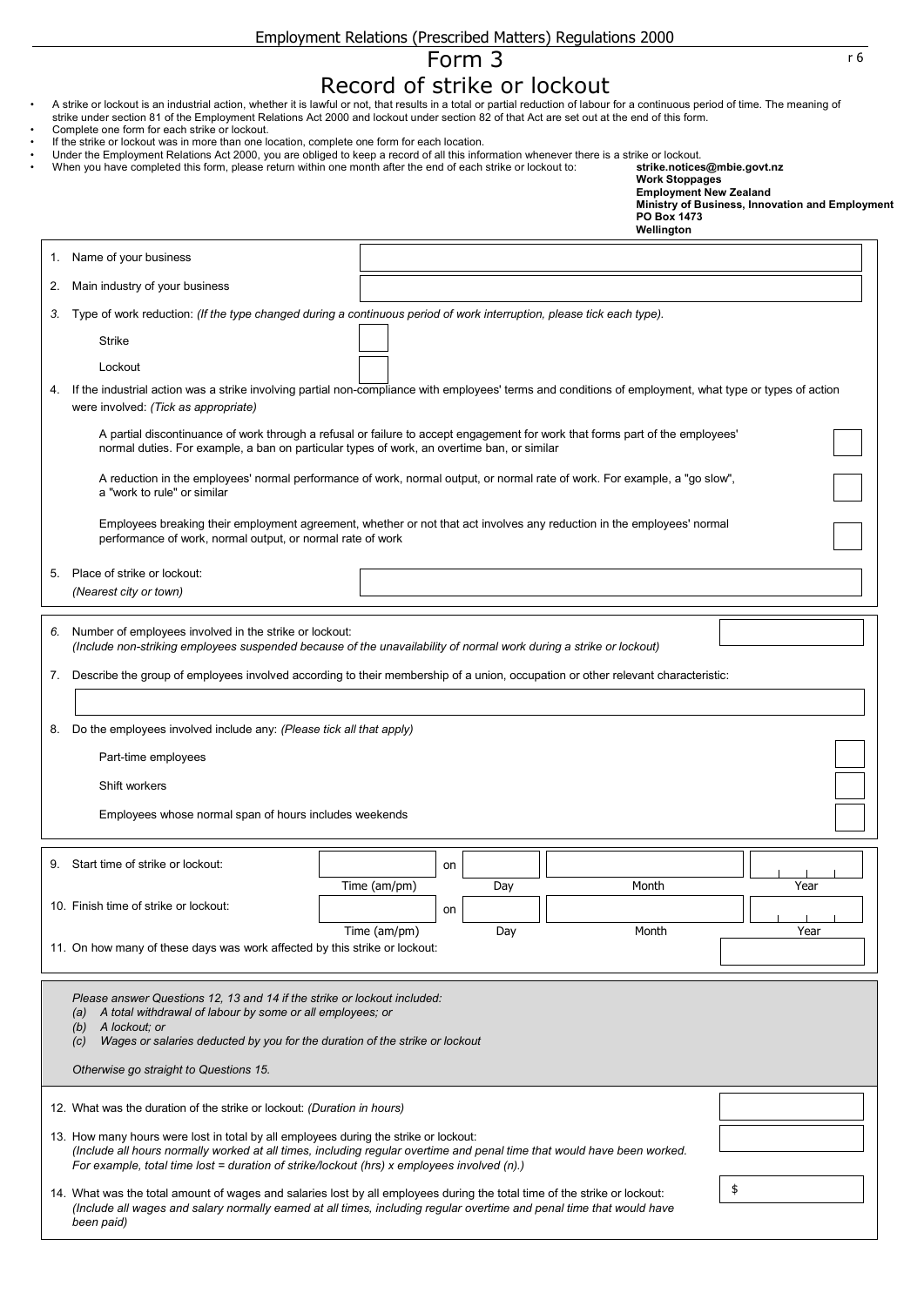Employment Relations (Prescribed Matters) Regulations 2000

r 6

# Form 3

## Record of strike or lockout

- A strike or lockout is an industrial action, whether it is lawful or not, that results in a total or partial reduction of labour for a continuous period of time. The meaning of strike under section 81 of the Employment Relations Act 2000 and lockout under section 82 of that Act are set out at the end of this form.
- Complete one form for each strike or lockout.
- If the strike or lockout was in more than one location, complete one form for each location.
- Under the Employment Relations Act 2000, you are obliged to keep a record of all this information whenever there is a strike or lockout.
- When you have completed this form, please return within one month after the end of each strike or lockout to:

**strike.notices@mbie.govt.nz**
**Work Stoppages**
**Employment New Zealand**
**Ministry of Business, Innovation and Employment**
**PO Box 1473**
**Wellington**

1. Name of your business ☐
2. Main industry of your business ☐
3. Type of work reduction: *(If the type changed during a continuous period of work interruption, please tick each type).*
   - Strike ☐
   - Lockout ☐
4. If the industrial action was a strike involving partial non-compliance with employees' terms and conditions of employment, what type or types of action were involved: *(Tick as appropriate)*
   - A partial discontinuance of work through a refusal or failure to accept engagement for work that forms part of the employees' normal duties. For example, a ban on particular types of work, an overtime ban, or similar ☐
   - A reduction in the employees' normal performance of work, normal output, or normal rate of work. For example, a "go slow", a "work to rule" or similar ☐
   - Employees breaking their employment agreement, whether or not that act involves any reduction in the employees' normal performance of work, normal output, or normal rate of work ☐
5. Place of strike or lockout: *(Nearest city or town)* ☐

6. Number of employees involved in the strike or lockout: *(Include non-striking employees suspended because of the unavailability of normal work during a strike or lockout)* ☐
7. Describe the group of employees involved according to their membership of a union, occupation or other relevant characteristic: ☐
8. Do the employees involved include any: *(Please tick all that apply)*
   - Part-time employees ☐
   - Shift workers ☐
   - Employees whose normal span of hours includes weekends ☐

9. Start time of strike or lockout: ______ Time (am/pm) on ______ Day ______ Month ______ Year
10. Finish time of strike or lockout: ______ Time (am/pm) on ______ Day ______ Month ______ Year
11. On how many of these days was work affected by this strike or lockout: ☐

*Please answer Questions 12, 13 and 14 if the strike or lockout included:*
*(a) A total withdrawal of labour by some or all employees; or*
*(b) A lockout; or*
*(c) Wages or salaries deducted by you for the duration of the strike or lockout*

*Otherwise go straight to Questions 15.*

12. What was the duration of the strike or lockout: *(Duration in hours)* ☐
13. How many hours were lost in total by all employees during the strike or lockout: *(Include all hours normally worked at all times, including regular overtime and penal time that would have been worked. For example, total time lost = duration of strike/lockout (hrs) x employees involved (n).)* ☐
14. What was the total amount of wages and salaries lost by all employees during the total time of the strike or lockout: *(Include all wages and salary normally earned at all times, including regular overtime and penal time that would have been paid)* $ ______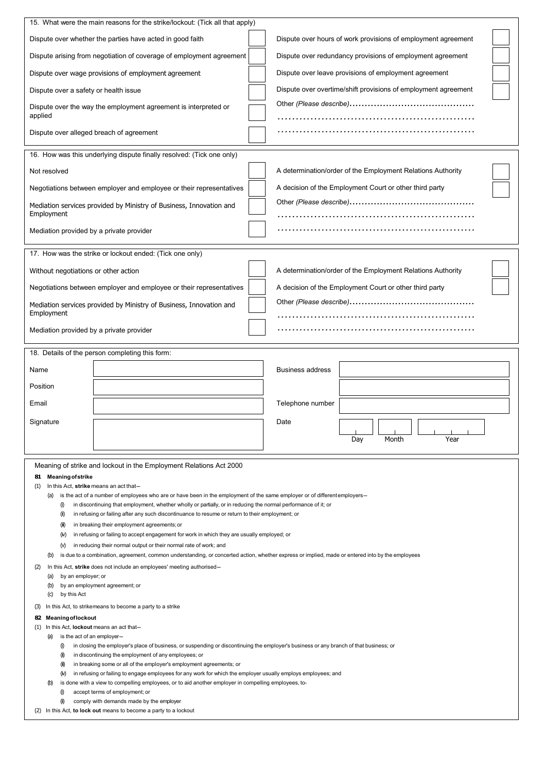15. What were the main reasons for the strike/lockout: (Tick all that apply)

| | | | |
|---|---|---|---|
| Dispute over whether the parties have acted in good faith | ☐ | Dispute over hours of work provisions of employment agreement | ☐ |
| Dispute arising from negotiation of coverage of employment agreement | ☐ | Dispute over redundancy provisions of employment agreement | ☐ |
| Dispute over wage provisions of employment agreement | ☐ | Dispute over leave provisions of employment agreement | ☐ |
| Dispute over a safety or health issue | ☐ | Dispute over overtime/shift provisions of employment agreement | ☐ |
| Dispute over the way the employment agreement is interpreted or applied | ☐ | Other *(Please describe)*........................................ | |
| Dispute over alleged breach of agreement | ☐ | ........................................................ | |

16. How was this underlying dispute finally resolved: (Tick one only)

| | | | |
|---|---|---|---|
| Not resolved | ☐ | A determination/order of the Employment Relations Authority | ☐ |
| Negotiations between employer and employee or their representatives | ☐ | A decision of the Employment Court or other third party | ☐ |
| Mediation services provided by Ministry of Business, Innovation and Employment | ☐ | Other *(Please describe)*........................................ | |
| Mediation provided by a private provider | ☐ | ........................................................ | |

17. How was the strike or lockout ended: (Tick one only)

| | | | |
|---|---|---|---|
| Without negotiations or other action | ☐ | A determination/order of the Employment Relations Authority | ☐ |
| Negotiations between employer and employee or their representatives | ☐ | A decision of the Employment Court or other third party | ☐ |
| Mediation services provided by Ministry of Business, Innovation and Employment | ☐ | Other *(Please describe)*........................................ | |
| Mediation provided by a private provider | ☐ | ........................................................ | |

18. Details of the person completing this form:

| | | | |
|---|---|---|---|
| Name | | Business address | |
| Position | | | |
| Email | | Telephone number | |
| Signature | | Date | Day / Month / Year |

Meaning of strike and lockout in the Employment Relations Act 2000

**81 Meaning of strike**

(1) In this Act, **strike** means an act that—

(a) is the act of a number of employees who are or have been in the employment of the same employer or of different employers—

(i) in discontinuing that employment, whether wholly or partially, or in reducing the normal performance of it; or

(ii) in refusing or failing after any such discontinuance to resume or return to their employment; or

(iii) in breaking their employment agreements; or

(iv) in refusing or failing to accept engagement for work in which they are usually employed; or

(v) in reducing their normal output or their normal rate of work; and

(b) is due to a combination, agreement, common understanding, or concerted action, whether express or implied, made or entered into by the employees

(2) In this Act, **strike** does not include an employees' meeting authorised—

(a) by an employer; or

(b) by an employment agreement; or

(c) by this Act

(3) In this Act, to strike means to become a party to a strike

**82 Meaning of lockout**

(1) In this Act, **lockout** means an act that—

(a) is the act of an employer—

(i) in closing the employer's place of business, or suspending or discontinuing the employer's business or any branch of that business; or

(ii) in discontinuing the employment of any employees; or

(iii) in breaking some or all of the employer's employment agreements; or

(iv) in refusing or failing to engage employees for any work for which the employer usually employs employees; and

(b) is done with a view to compelling employees, or to aid another employer in compelling employees, to-

(i) accept terms of employment; or

(ii) comply with demands made by the employer

(2) In this Act, **to lock out** means to become a party to a lockout